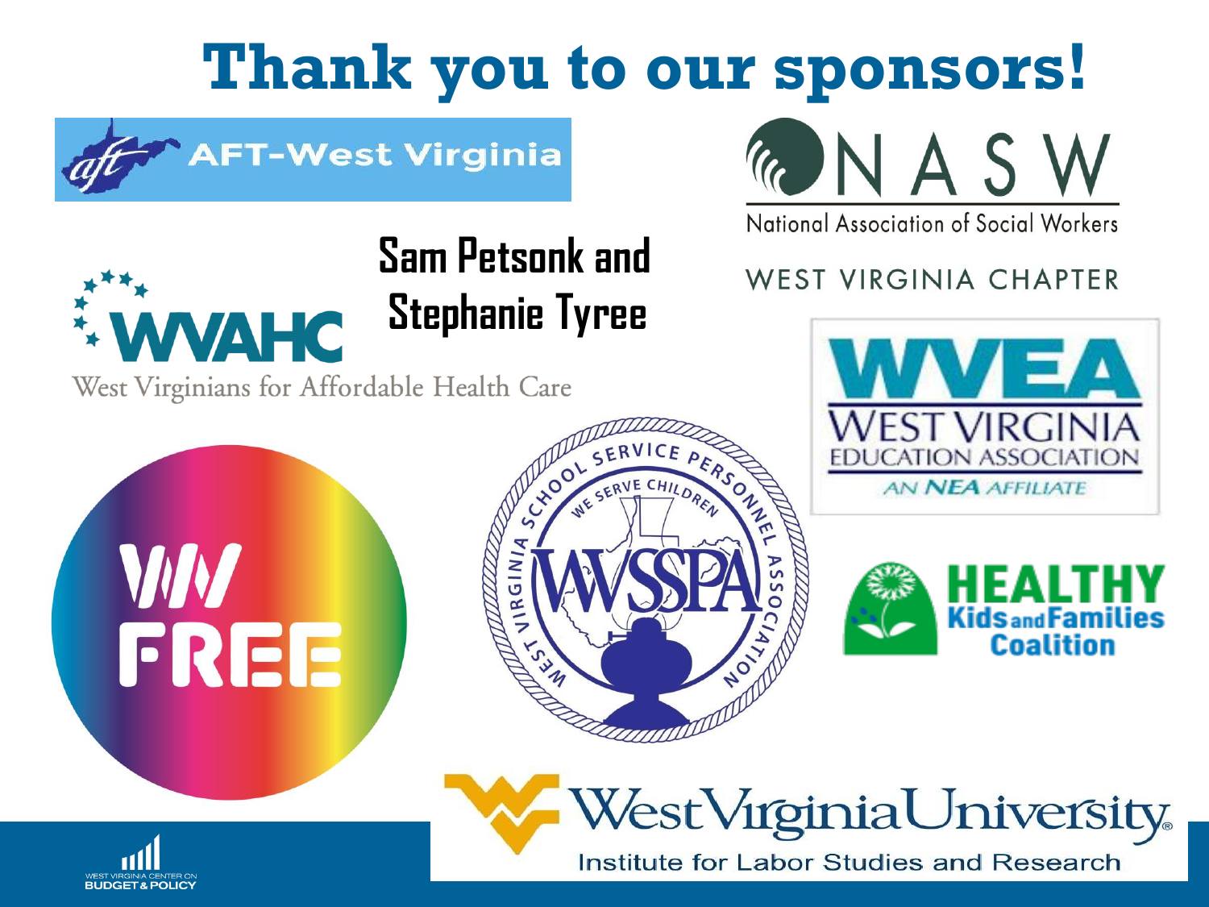# Thank you to our sponsors!

AFT-West Virginia

NASW

National Association of Social Workers

WEST VIRGINIA CHAPTER

WVAHC

West Virginians for Affordable Health Care

**Sam Petsonk and Stephanie Tyree**

WVEA

WEST VIRGINIA EDUCATION ASSOCIATION

AN NEA AFFILIATE

WV FREE

WEST VIRGINIA SCHOOL SERVICE PERSONNEL ASSOCIATION

WE SERVE CHILDREN

WVSSPA

HEALTHY Kids and Families Coalition

West Virginia University

Institute for Labor Studies and Research

WEST VIRGINIA CENTER ON BUDGET & POLICY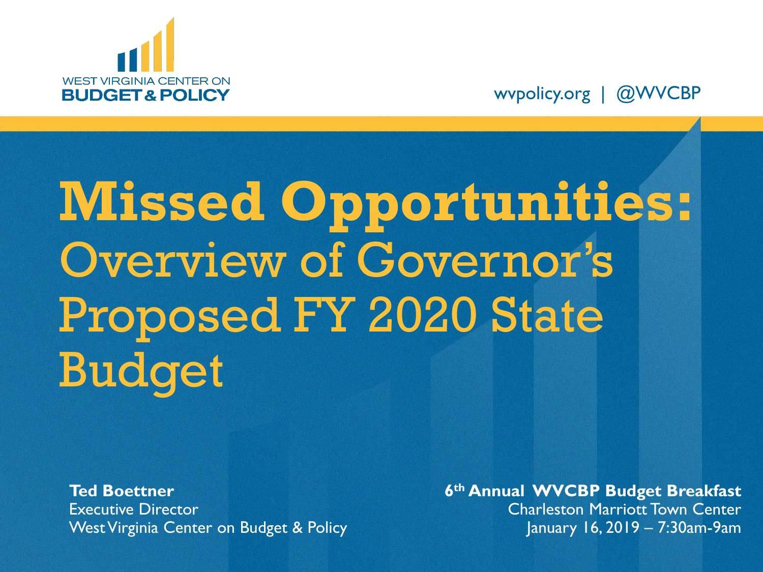WEST VIRGINIA CENTER ON
**BUDGET & POLICY**

wvpolicy.org | @WVCBP

# Missed Opportunities: Overview of Governor's Proposed FY 2020 State Budget

**Ted Boettner**
Executive Director
West Virginia Center on Budget & Policy

**6th Annual WVCBP Budget Breakfast**
Charleston Marriott Town Center
January 16, 2019 – 7:30am-9am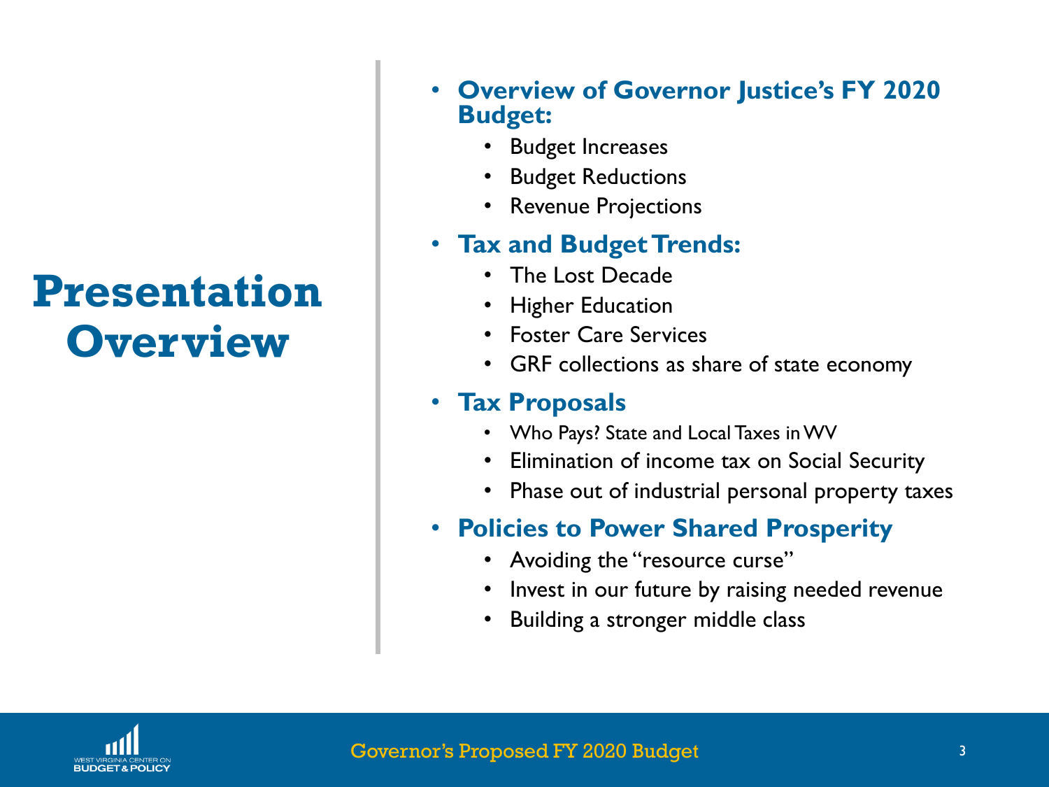# Presentation Overview

- **Overview of Governor Justice's FY 2020 Budget:**
  - Budget Increases
  - Budget Reductions
  - Revenue Projections
- **Tax and Budget Trends:**
  - The Lost Decade
  - Higher Education
  - Foster Care Services
  - GRF collections as share of state economy
- **Tax Proposals**
  - Who Pays? State and Local Taxes in WV
  - Elimination of income tax on Social Security
  - Phase out of industrial personal property taxes
- **Policies to Power Shared Prosperity**
  - Avoiding the "resource curse"
  - Invest in our future by raising needed revenue
  - Building a stronger middle class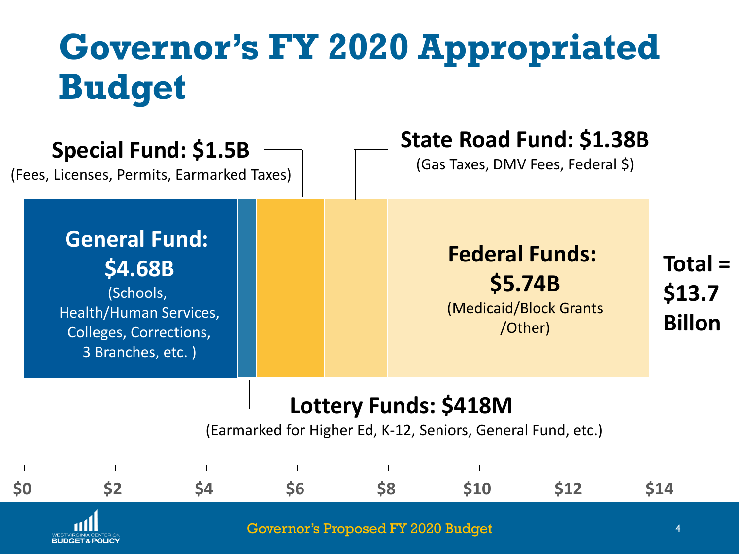# Governor's FY 2020 Appropriated Budget

**Special Fund: $1.5B**
(Fees, Licenses, Permits, Earmarked Taxes)

**State Road Fund: $1.38B**
(Gas Taxes, DMV Fees, Federal $)

**General Fund: $4.68B**
(Schools, Health/Human Services, Colleges, Corrections, 3 Branches, etc. )

**Federal Funds: $5.74B**
(Medicaid/Block Grants /Other)

**Total = $13.7 Billon**

**Lottery Funds: $418M**
(Earmarked for Higher Ed, K-12, Seniors, General Fund, etc.)

$0 | $2 | $4 | $6 | $8 | $10 | $12 | $14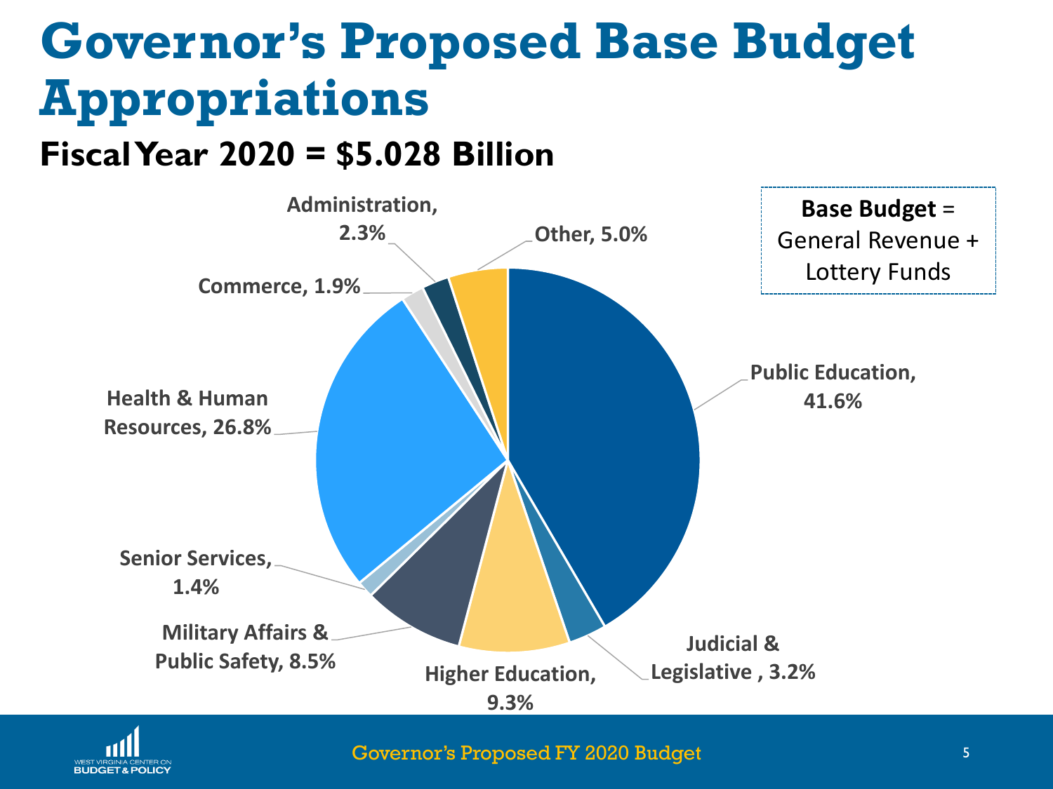# Governor's Proposed Base Budget Appropriations

## Fiscal Year 2020 = $5.028 Billion

**Base Budget** = General Revenue + Lottery Funds

| Category | Share |
|---|---|
| Public Education | 41.6% |
| Judicial & Legislative | 3.2% |
| Higher Education | 9.3% |
| Military Affairs & Public Safety | 8.5% |
| Senior Services | 1.4% |
| Health & Human Resources | 26.8% |
| Commerce | 1.9% |
| Administration | 2.3% |
| Other | 5.0% |

Governor's Proposed FY 2020 Budget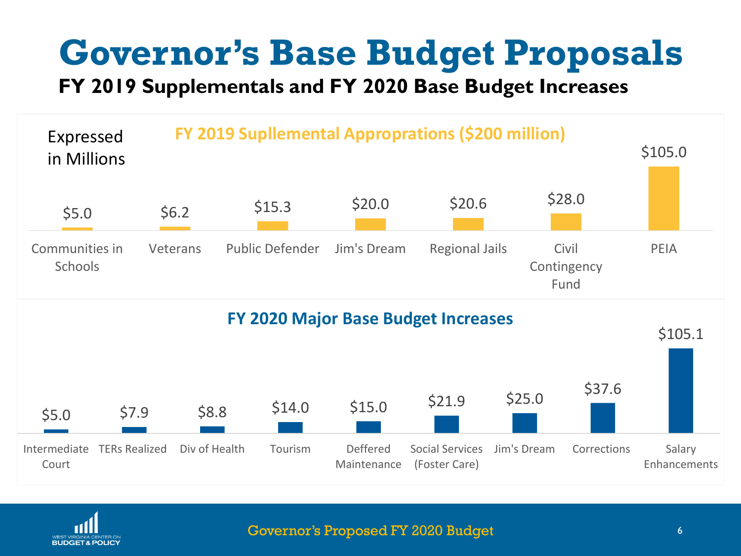# Governor's Base Budget Proposals

## FY 2019 Supplementals and FY 2020 Base Budget Increases

Expressed in Millions

### FY 2019 Supllemental Appropations ($200 million)

| Item | Amount |
|---|---|
| Communities in Schools | $5.0 |
| Veterans | $6.2 |
| Public Defender | $15.3 |
| Jim's Dream | $20.0 |
| Regional Jails | $20.6 |
| Civil Contingency Fund | $28.0 |
| PEIA | $105.0 |

### FY 2020 Major Base Budget Increases

| Item | Amount |
|---|---|
| Intermediate Court | $5.0 |
| TERs Realized | $7.9 |
| Div of Health | $8.8 |
| Tourism | $14.0 |
| Deffered Maintenance | $15.0 |
| Social Services (Foster Care) | $21.9 |
| Jim's Dream | $25.0 |
| Corrections | $37.6 |
| Salary Enhancements | $105.1 |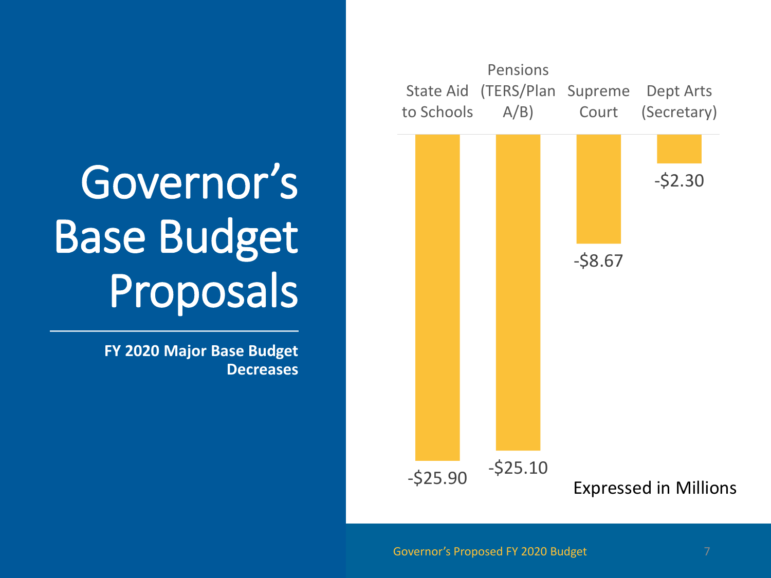# Governor's Base Budget Proposals

**FY 2020 Major Base Budget Decreases**

| State Aid to Schools | Pensions (TERS/Plan A/B) | Supreme Court | Dept Arts (Secretary) |
|---|---|---|---|
| -$25.90 | -$25.10 | -$8.67 | -$2.30 |

Expressed in Millions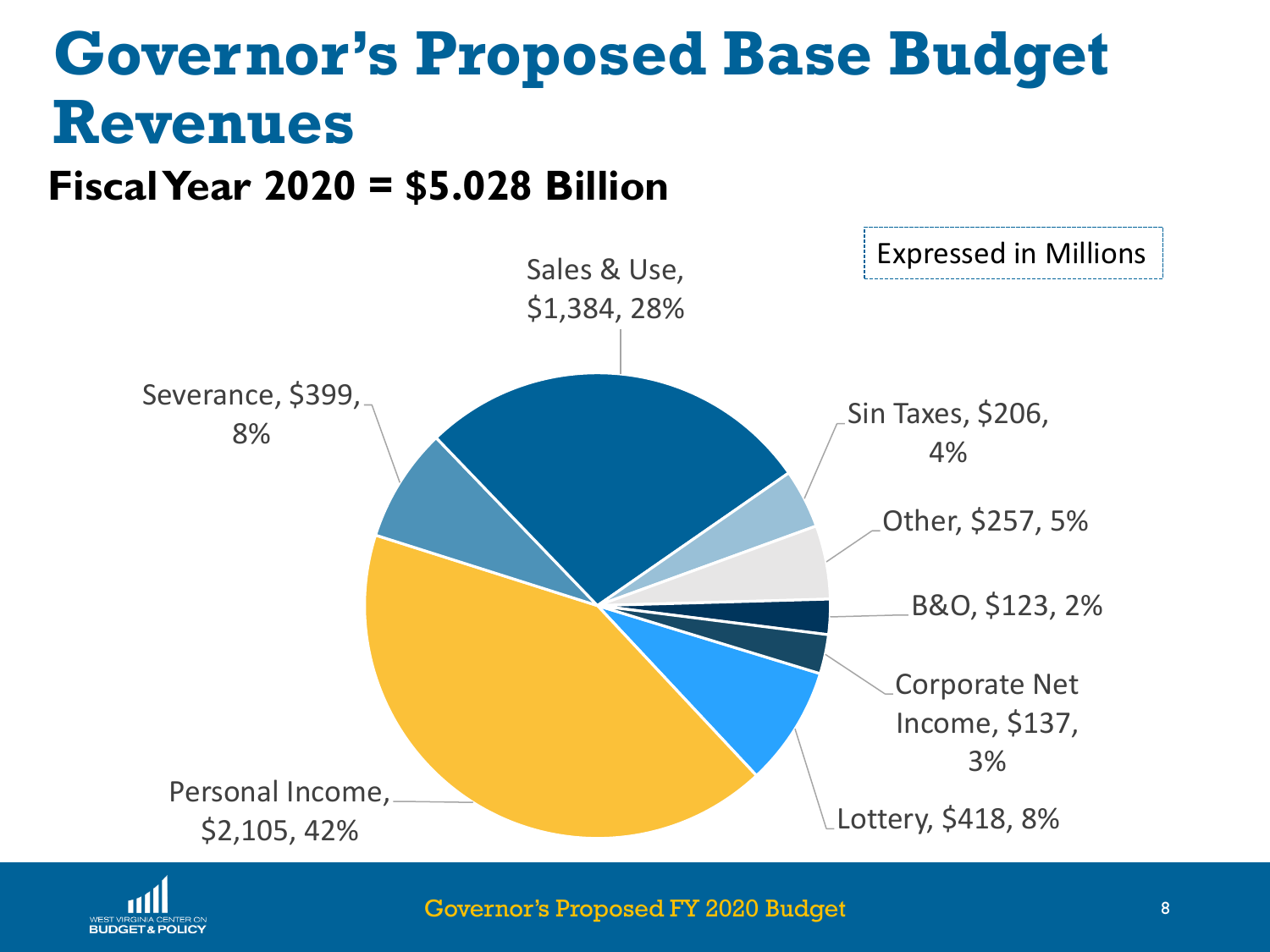# Governor's Proposed Base Budget Revenues

**Fiscal Year 2020 = $5.028 Billion**

Expressed in Millions

| Revenue Source | Amount | Percent |
|---|---|---|
| Sales & Use | $1,384 | 28% |
| Sin Taxes | $206 | 4% |
| Other | $257 | 5% |
| B&O | $123 | 2% |
| Corporate Net Income | $137 | 3% |
| Lottery | $418 | 8% |
| Personal Income | $2,105 | 42% |
| Severance | $399 | 8% |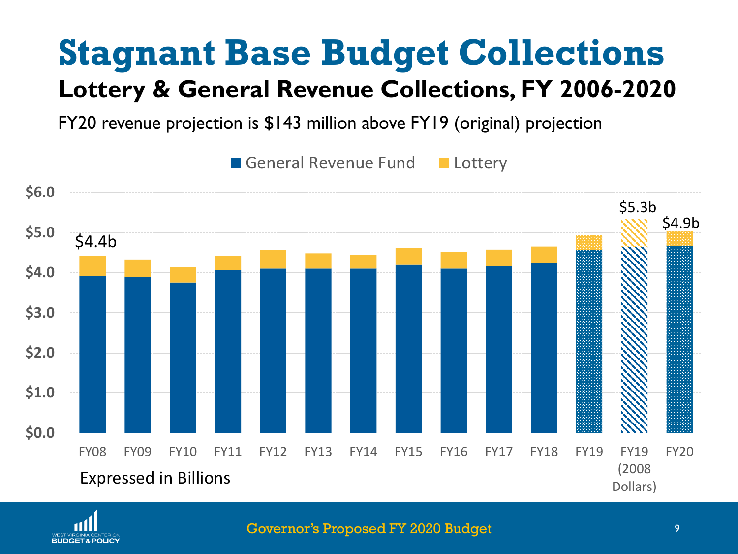# Stagnant Base Budget Collections

## Lottery & General Revenue Collections, FY 2006-2020

FY20 revenue projection is $143 million above FY19 (original) projection

General Revenue Fund | Lottery

$4.4b (FY08) | $5.3b (FY19, 2008 Dollars) | $4.9b (FY20)

FY08, FY09, FY10, FY11, FY12, FY13, FY14, FY15, FY16, FY17, FY18, FY19, FY19 (2008 Dollars), FY20

Expressed in Billions

Governor's Proposed FY 2020 Budget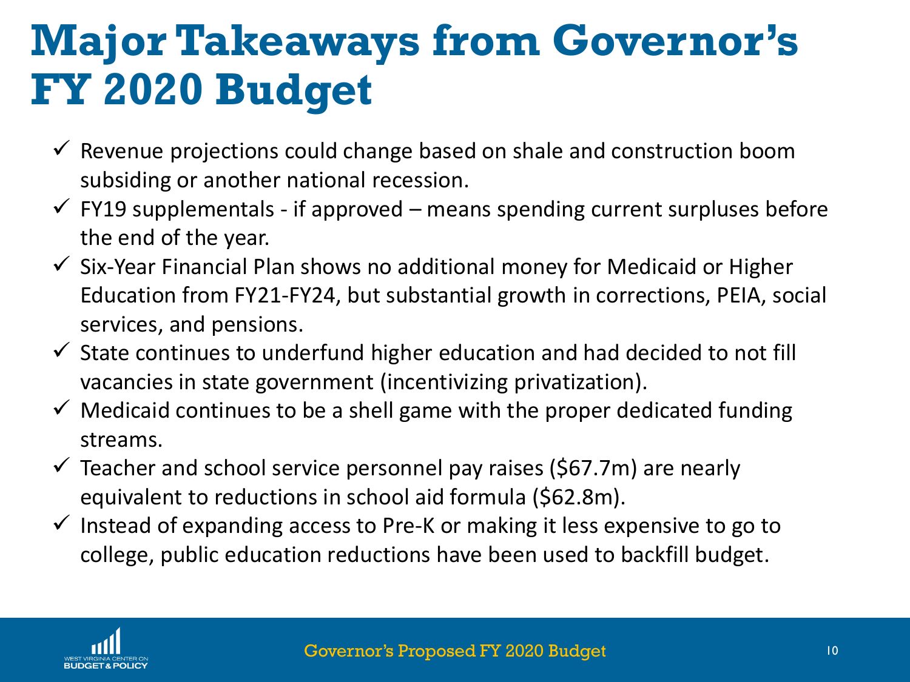# Major Takeaways from Governor's FY 2020 Budget

- ✓ Revenue projections could change based on shale and construction boom subsiding or another national recession.
- ✓ FY19 supplementals - if approved – means spending current surpluses before the end of the year.
- ✓ Six-Year Financial Plan shows no additional money for Medicaid or Higher Education from FY21-FY24, but substantial growth in corrections, PEIA, social services, and pensions.
- ✓ State continues to underfund higher education and had decided to not fill vacancies in state government (incentivizing privatization).
- ✓ Medicaid continues to be a shell game with the proper dedicated funding streams.
- ✓ Teacher and school service personnel pay raises ($67.7m) are nearly equivalent to reductions in school aid formula ($62.8m).
- ✓ Instead of expanding access to Pre-K or making it less expensive to go to college, public education reductions have been used to backfill budget.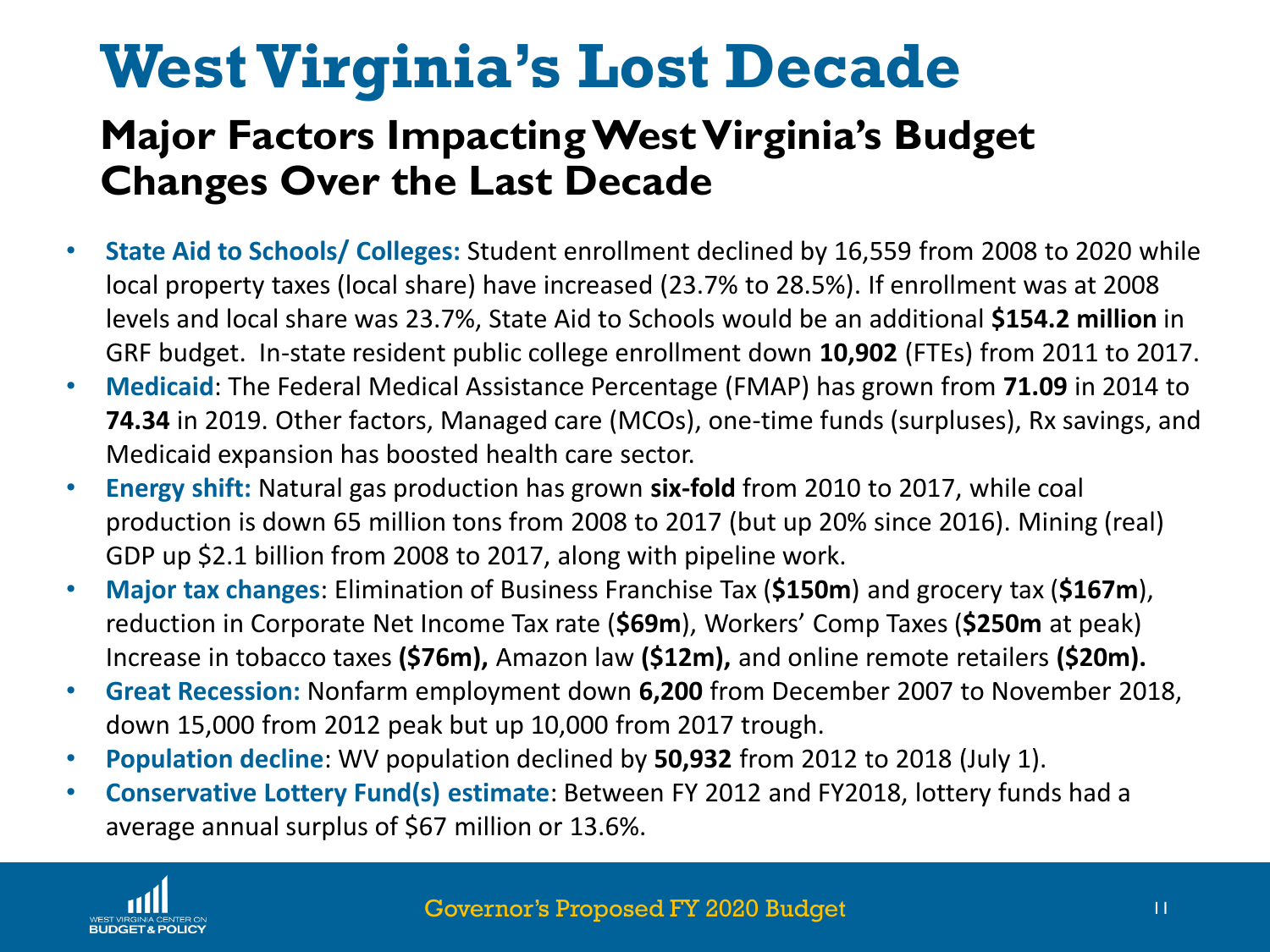# West Virginia's Lost Decade

## Major Factors Impacting West Virginia's Budget Changes Over the Last Decade

- **State Aid to Schools/ Colleges:** Student enrollment declined by 16,559 from 2008 to 2020 while local property taxes (local share) have increased (23.7% to 28.5%). If enrollment was at 2008 levels and local share was 23.7%, State Aid to Schools would be an additional **$154.2 million** in GRF budget. In-state resident public college enrollment down **10,902** (FTEs) from 2011 to 2017.
- **Medicaid**: The Federal Medical Assistance Percentage (FMAP) has grown from **71.09** in 2014 to **74.34** in 2019. Other factors, Managed care (MCOs), one-time funds (surpluses), Rx savings, and Medicaid expansion has boosted health care sector.
- **Energy shift:** Natural gas production has grown **six-fold** from 2010 to 2017, while coal production is down 65 million tons from 2008 to 2017 (but up 20% since 2016). Mining (real) GDP up $2.1 billion from 2008 to 2017, along with pipeline work.
- **Major tax changes**: Elimination of Business Franchise Tax (**$150m**) and grocery tax (**$167m**), reduction in Corporate Net Income Tax rate (**$69m**), Workers' Comp Taxes (**$250m** at peak) Increase in tobacco taxes **($76m),** Amazon law **($12m),** and online remote retailers **($20m).**
- **Great Recession:** Nonfarm employment down **6,200** from December 2007 to November 2018, down 15,000 from 2012 peak but up 10,000 from 2017 trough.
- **Population decline**: WV population declined by **50,932** from 2012 to 2018 (July 1).
- **Conservative Lottery Fund(s) estimate**: Between FY 2012 and FY2018, lottery funds had a average annual surplus of $67 million or 13.6%.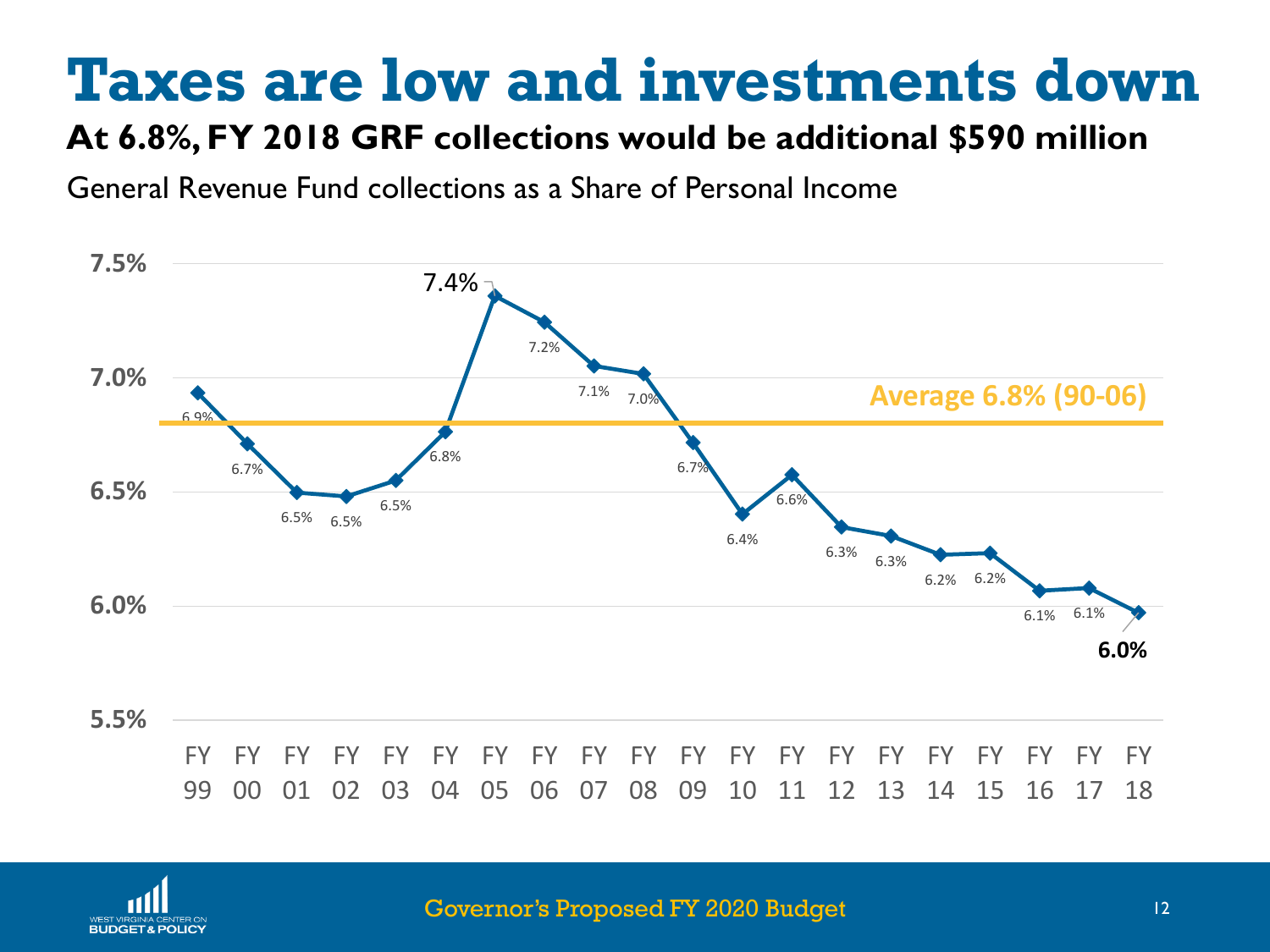# Taxes are low and investments down

**At 6.8%, FY 2018 GRF collections would be additional $590 million**

General Revenue Fund collections as a Share of Personal Income

| Fiscal Year | Share of Personal Income |
|---|---|
| FY 99 | 6.9% |
| FY 00 | 6.7% |
| FY 01 | 6.5% |
| FY 02 | 6.5% |
| FY 03 | 6.5% |
| FY 04 | 6.8% |
| FY 05 | 7.4% |
| FY 06 | 7.2% |
| FY 07 | 7.1% |
| FY 08 | 7.0% |
| FY 09 | 6.7% |
| FY 10 | 6.4% |
| FY 11 | 6.6% |
| FY 12 | 6.3% |
| FY 13 | 6.3% |
| FY 14 | 6.2% |
| FY 15 | 6.2% |
| FY 16 | 6.1% |
| FY 17 | 6.1% |
| FY 18 | 6.0% |

Average 6.8% (90-06)

Governor's Proposed FY 2020 Budget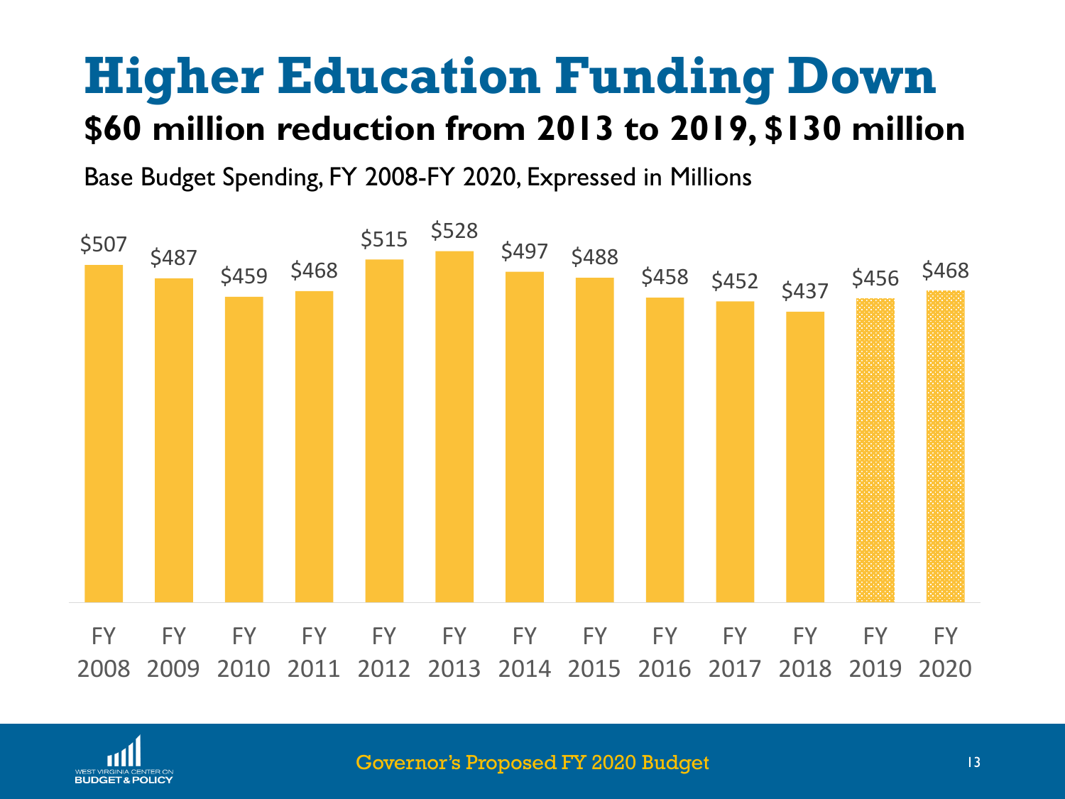# Higher Education Funding Down

## $60 million reduction from 2013 to 2019, $130 million

Base Budget Spending, FY 2008-FY 2020, Expressed in Millions

| Fiscal Year | Spending |
|---|---|
| FY 2008 | $507 |
| FY 2009 | $487 |
| FY 2010 | $459 |
| FY 2011 | $468 |
| FY 2012 | $515 |
| FY 2013 | $528 |
| FY 2014 | $497 |
| FY 2015 | $488 |
| FY 2016 | $458 |
| FY 2017 | $452 |
| FY 2018 | $437 |
| FY 2019 | $456 |
| FY 2020 | $468 |

WEST VIRGINIA CENTER ON BUDGET & POLICY

Governor's Proposed FY 2020 Budget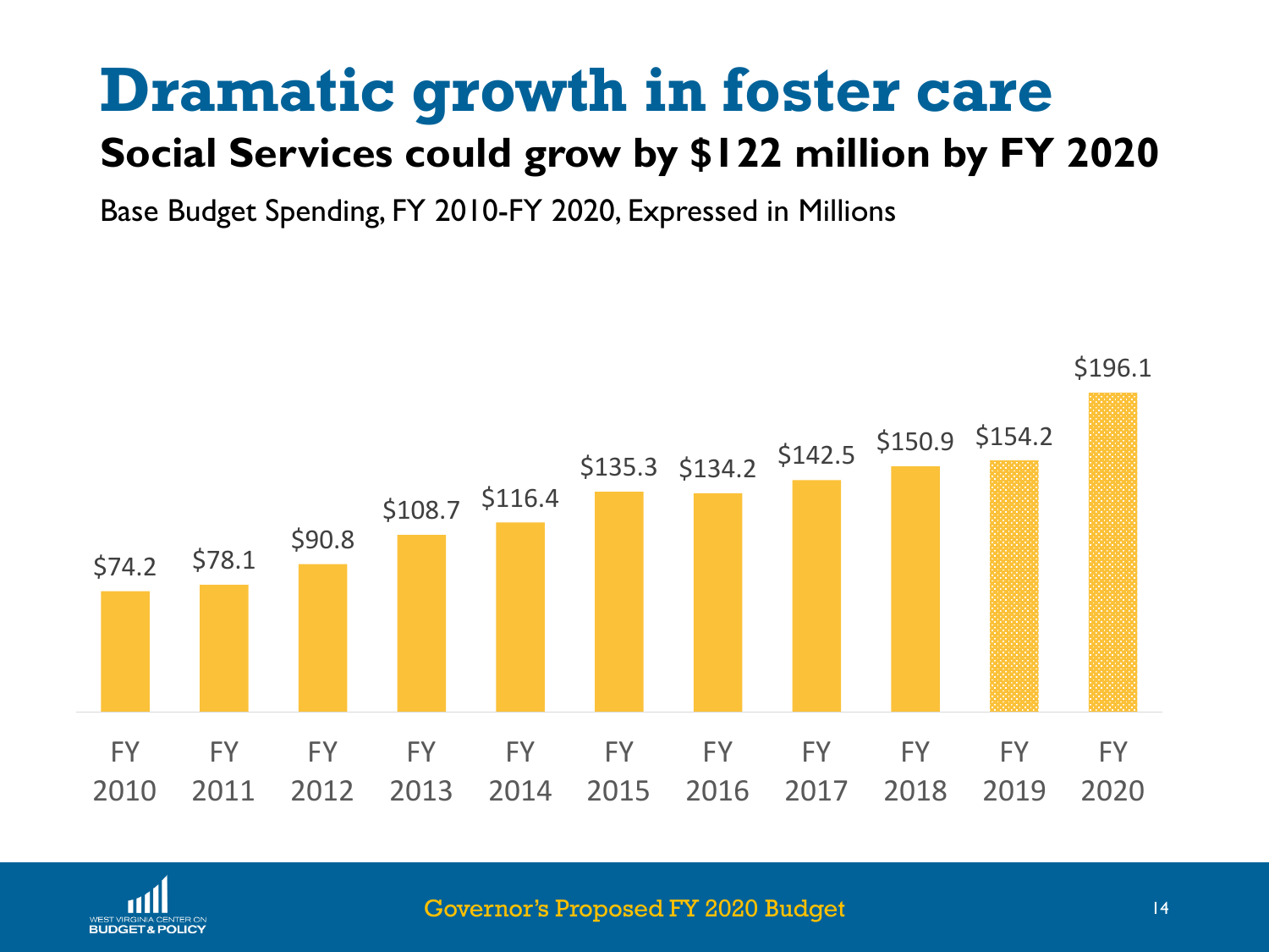# Dramatic growth in foster care

## Social Services could grow by $122 million by FY 2020

Base Budget Spending, FY 2010-FY 2020, Expressed in Millions

| Fiscal Year | Spending |
|---|---|
| FY 2010 | $74.2 |
| FY 2011 | $78.1 |
| FY 2012 | $90.8 |
| FY 2013 | $108.7 |
| FY 2014 | $116.4 |
| FY 2015 | $135.3 |
| FY 2016 | $134.2 |
| FY 2017 | $142.5 |
| FY 2018 | $150.9 |
| FY 2019 | $154.2 |
| FY 2020 | $196.1 |

West Virginia Center on Budget & Policy

Governor's Proposed FY 2020 Budget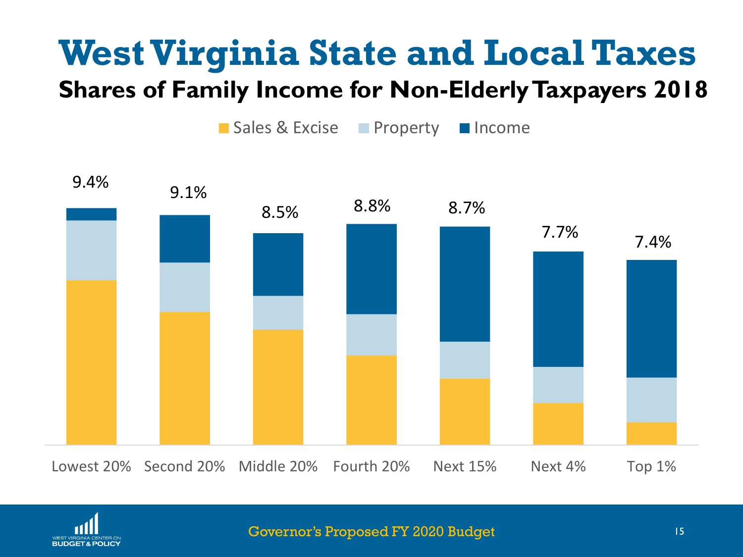# West Virginia State and Local Taxes

## Shares of Family Income for Non-Elderly Taxpayers 2018

Sales & Excise | Property | Income

| | Lowest 20% | Second 20% | Middle 20% | Fourth 20% | Next 15% | Next 4% | Top 1% |
|---|---|---|---|---|---|---|---|
| Total | 9.4% | 9.1% | 8.5% | 8.8% | 8.7% | 7.7% | 7.4% |

Governor's Proposed FY 2020 Budget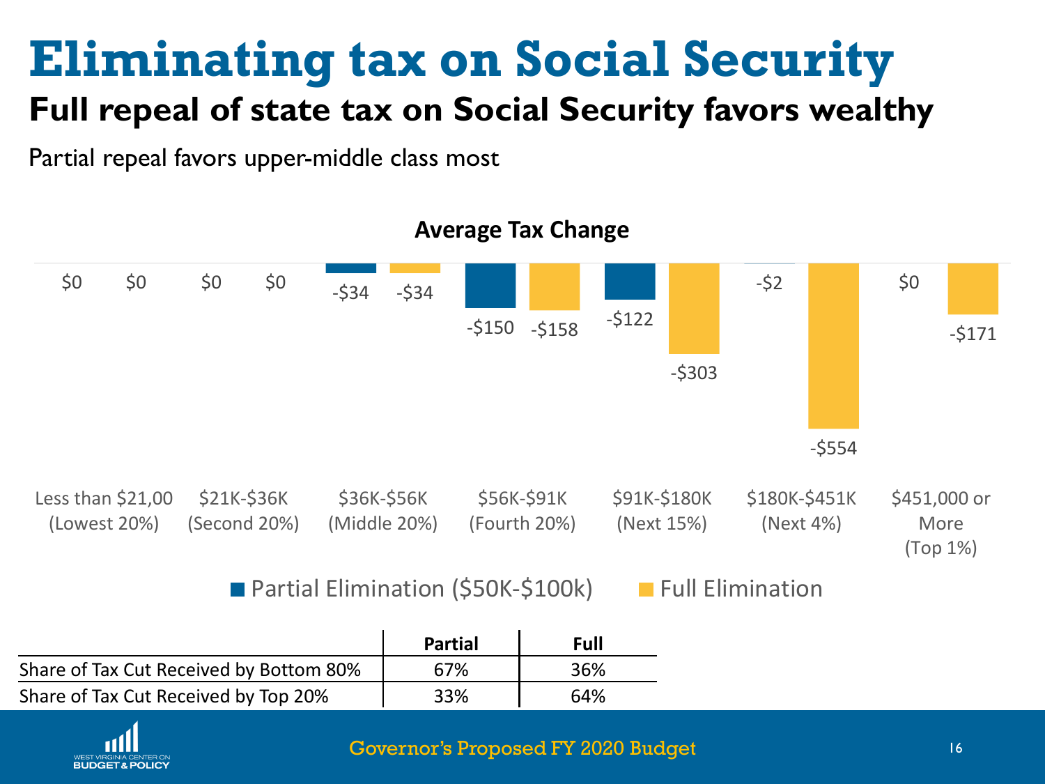# Eliminating tax on Social Security

## Full repeal of state tax on Social Security favors wealthy

Partial repeal favors upper-middle class most

**Average Tax Change**

| Income Group | Partial Elimination ($50K-$100k) | Full Elimination |
|---|---|---|
| Less than $21,00 (Lowest 20%) | $0 | $0 |
| $21K-$36K (Second 20%) | $0 | $0 |
| $36K-$56K (Middle 20%) | -$34 | -$34 |
| $56K-$91K (Fourth 20%) | -$150 | -$158 |
| $91K-$180K (Next 15%) | -$122 | -$303 |
| $180K-$451K (Next 4%) | -$2 | -$554 |
| $451,000 or More (Top 1%) | $0 | -$171 |

| | Partial | Full |
|---|---|---|
| Share of Tax Cut Received by Bottom 80% | 67% | 36% |
| Share of Tax Cut Received by Top 20% | 33% | 64% |

WEST VIRGINIA CENTER ON BUDGET & POLICY

Governor's Proposed FY 2020 Budget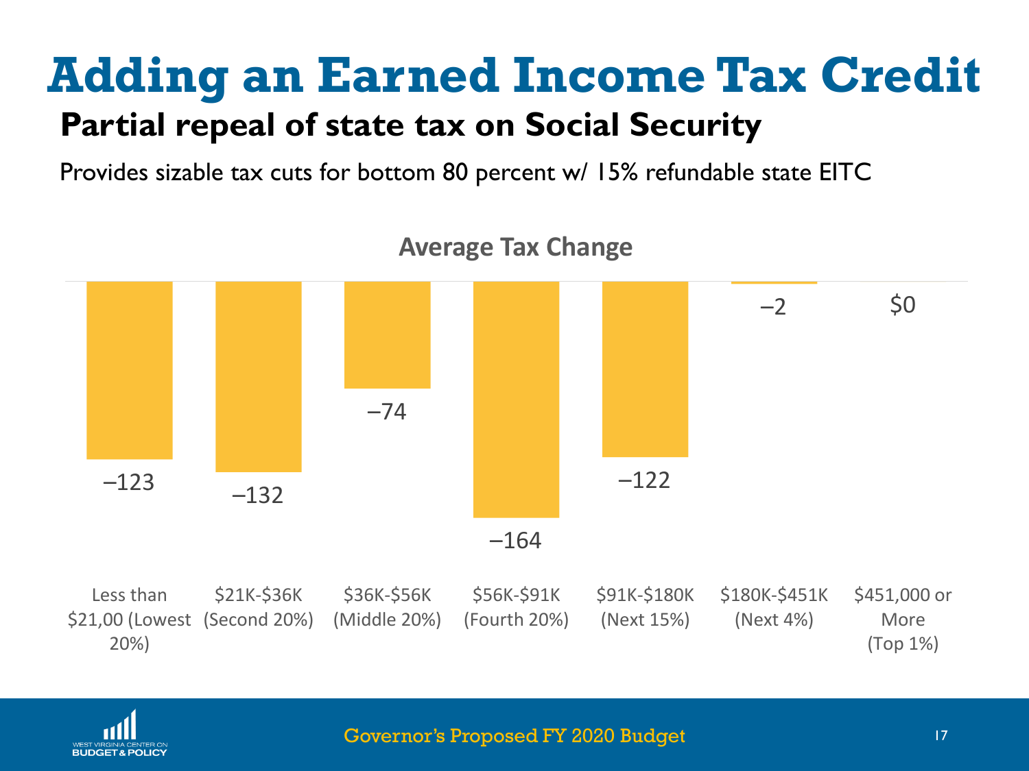# Adding an Earned Income Tax Credit

## Partial repeal of state tax on Social Security

Provides sizable tax cuts for bottom 80 percent w/ 15% refundable state EITC

**Average Tax Change**

| Income Group | Average Tax Change |
| --- | --- |
| Less than $21,00 (Lowest 20%) | –123 |
| $21K-$36K (Second 20%) | –132 |
| $36K-$56K (Middle 20%) | –74 |
| $56K-$91K (Fourth 20%) | –164 |
| $91K-$180K (Next 15%) | –122 |
| $180K-$451K (Next 4%) | –2 |
| $451,000 or More (Top 1%) | $0 |

Governor's Proposed FY 2020 Budget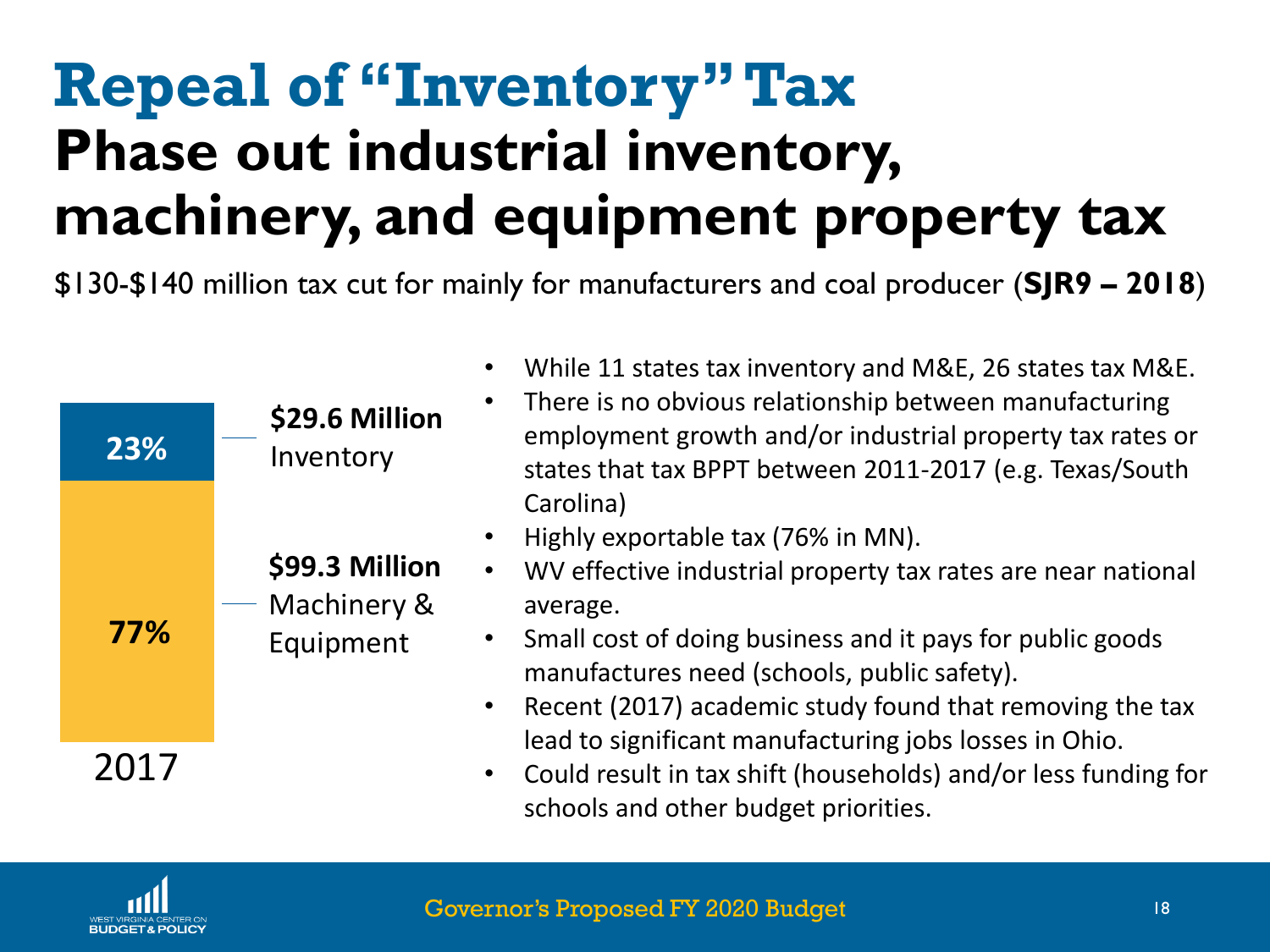# Repeal of "Inventory" Tax

## Phase out industrial inventory, machinery, and equipment property tax

$130-$140 million tax cut for mainly for manufacturers and coal producer (**SJR9 – 2018**)

| 2017 | Share | Amount |
|---|---|---|
| Inventory | 23% | **$29.6 Million** |
| Machinery & Equipment | 77% | **$99.3 Million** |

- While 11 states tax inventory and M&E, 26 states tax M&E.
- There is no obvious relationship between manufacturing employment growth and/or industrial property tax rates or states that tax BPPT between 2011-2017 (e.g. Texas/South Carolina)
- Highly exportable tax (76% in MN).
- WV effective industrial property tax rates are near national average.
- Small cost of doing business and it pays for public goods manufactures need (schools, public safety).
- Recent (2017) academic study found that removing the tax lead to significant manufacturing jobs losses in Ohio.
- Could result in tax shift (households) and/or less funding for schools and other budget priorities.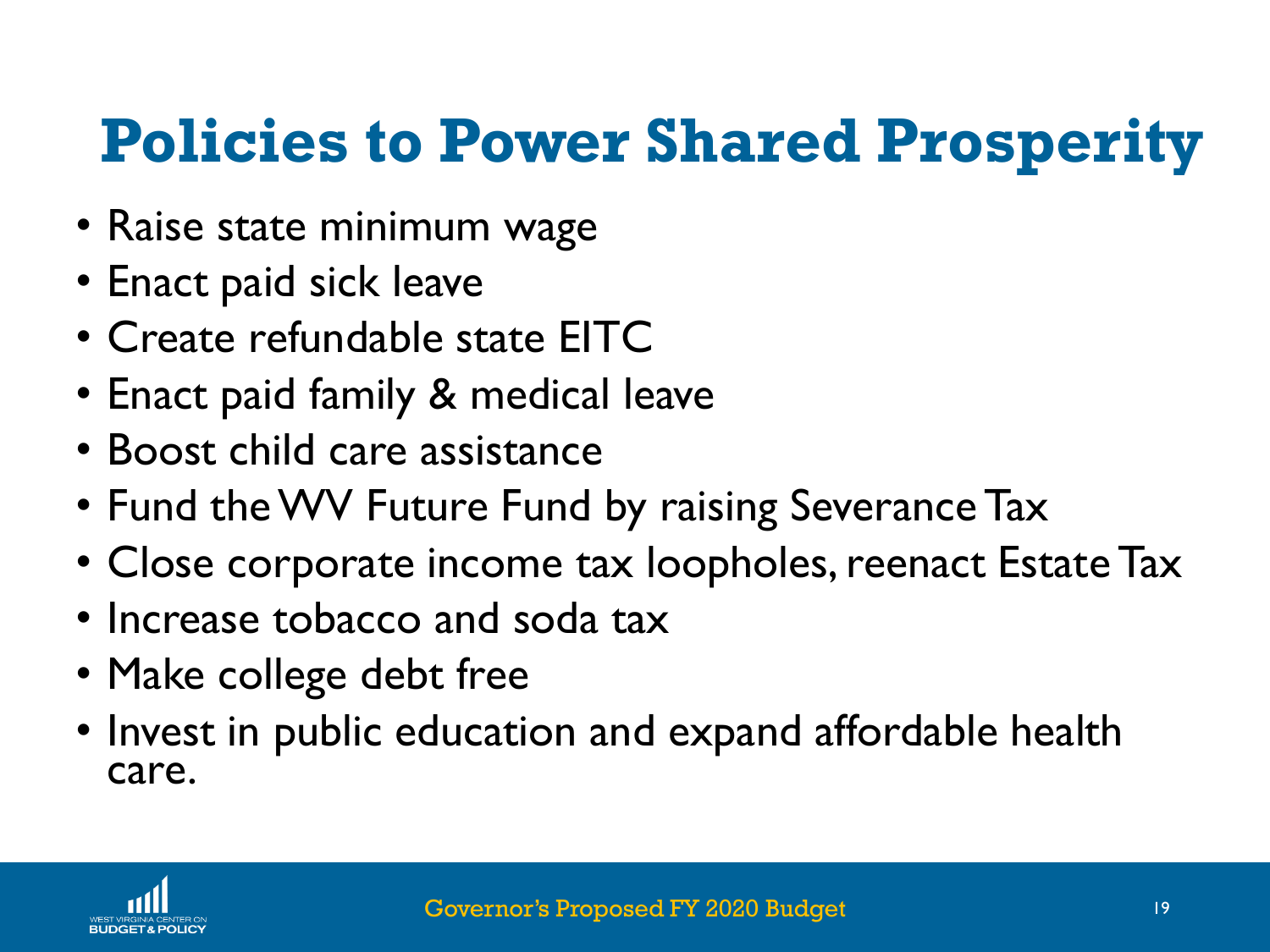# Policies to Power Shared Prosperity

- Raise state minimum wage
- Enact paid sick leave
- Create refundable state EITC
- Enact paid family & medical leave
- Boost child care assistance
- Fund the WV Future Fund by raising Severance Tax
- Close corporate income tax loopholes, reenact Estate Tax
- Increase tobacco and soda tax
- Make college debt free
- Invest in public education and expand affordable health care.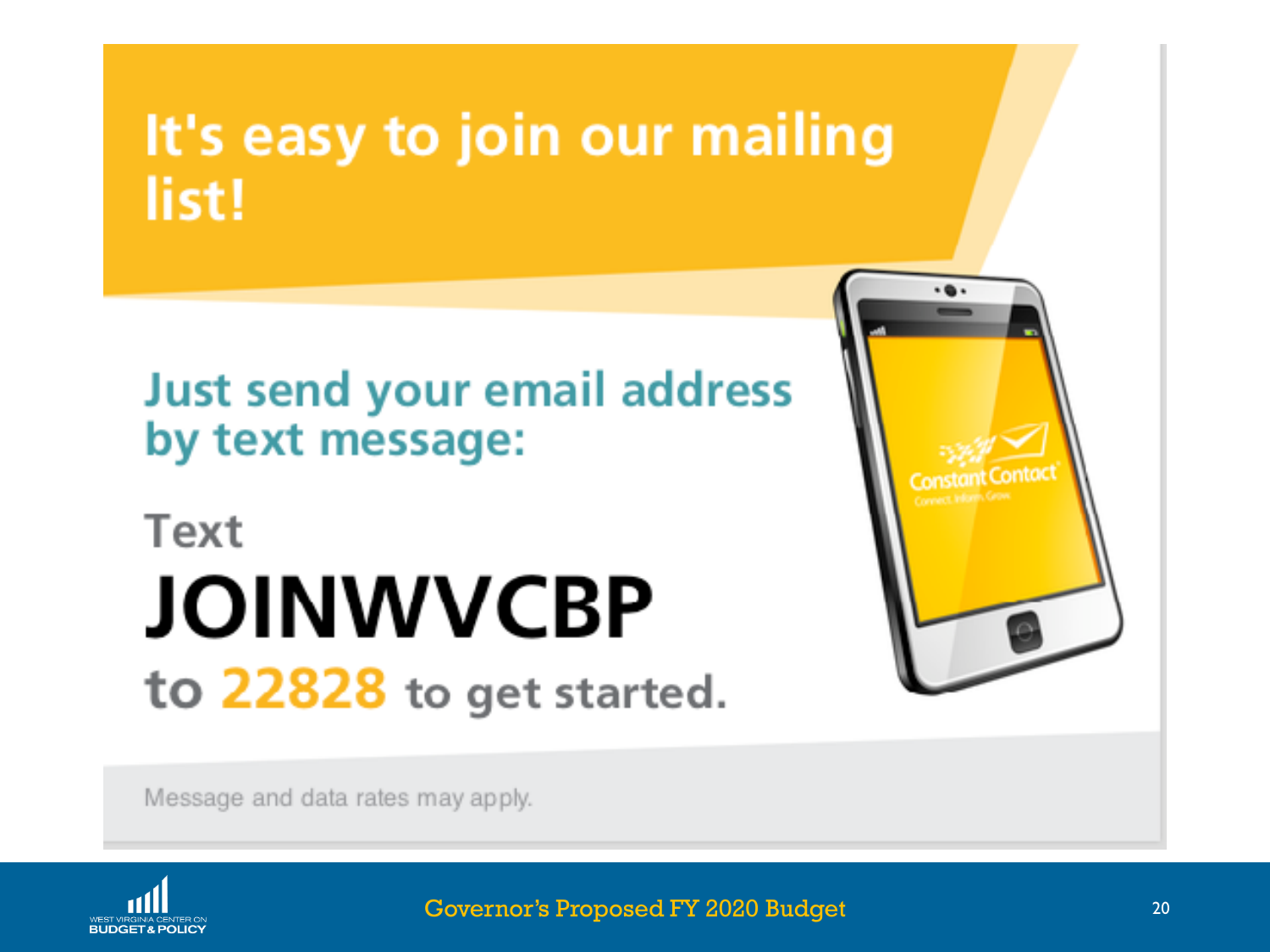# It's easy to join our mailing list!

## Just send your email address by text message:

Text

**JOINWVCBP**

to 22828 to get started.

Message and data rates may apply.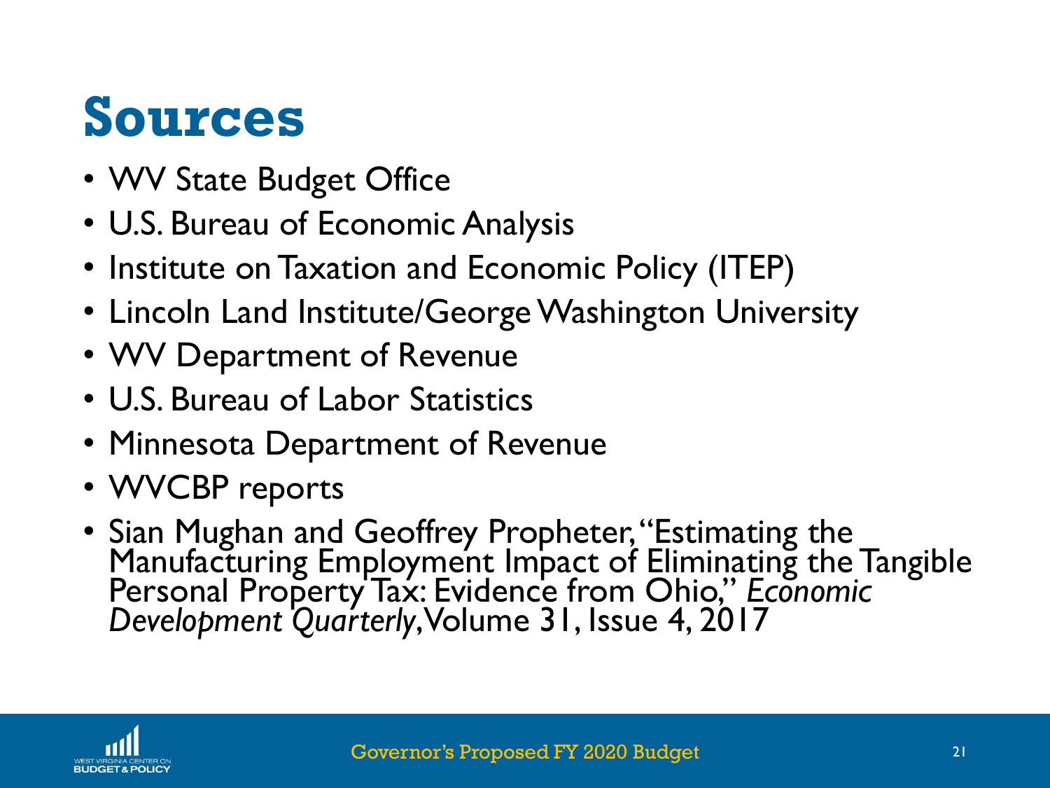# Sources

- WV State Budget Office
- U.S. Bureau of Economic Analysis
- Institute on Taxation and Economic Policy (ITEP)
- Lincoln Land Institute/George Washington University
- WV Department of Revenue
- U.S. Bureau of Labor Statistics
- Minnesota Department of Revenue
- WVCBP reports
- Sian Mughan and Geoffrey Propheter, "Estimating the Manufacturing Employment Impact of Eliminating the Tangible Personal Property Tax: Evidence from Ohio," *Economic Development Quarterly*, Volume 31, Issue 4, 2017